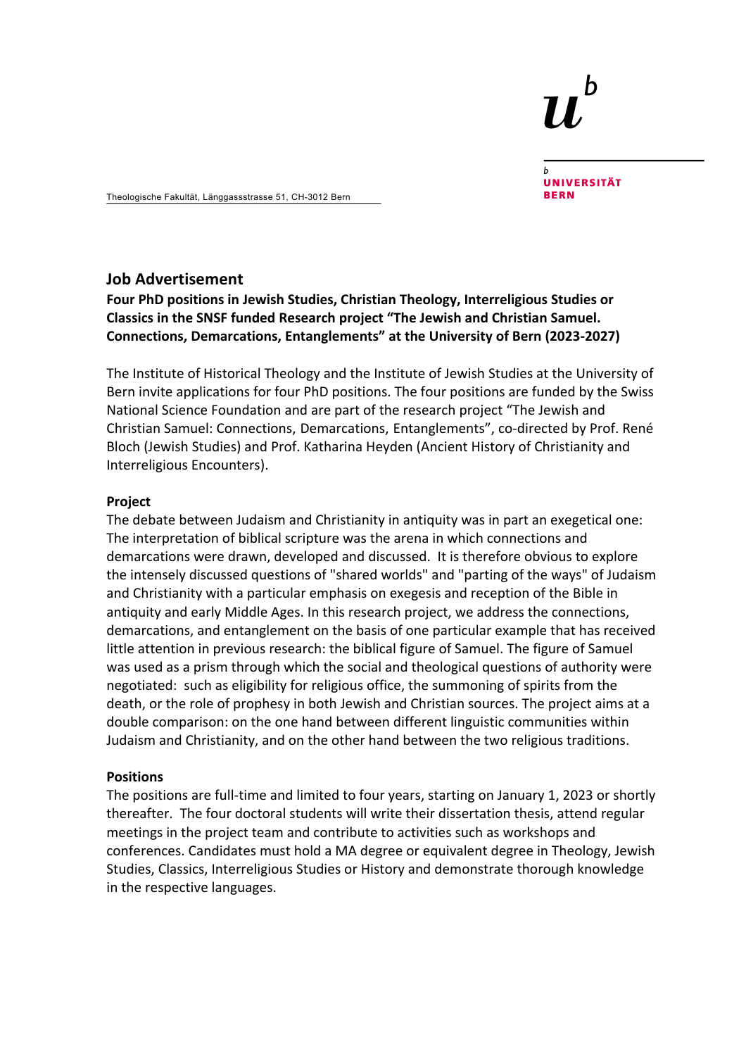Theologische Fakultät, Länggassstrasse 51, CH-3012 Bern

UNIVERSITÄT BERN

## Job Advertisement

**Four PhD positions in Jewish Studies, Christian Theology, Interreligious Studies or Classics in the SNSF funded Research project "The Jewish and Christian Samuel. Connections, Demarcations, Entanglements" at the University of Bern (2023-2027)**

The Institute of Historical Theology and the Institute of Jewish Studies at the University of Bern invite applications for four PhD positions. The four positions are funded by the Swiss National Science Foundation and are part of the research project "The Jewish and Christian Samuel: Connections, Demarcations, Entanglements", co-directed by Prof. René Bloch (Jewish Studies) and Prof. Katharina Heyden (Ancient History of Christianity and Interreligious Encounters).

**Project**

The debate between Judaism and Christianity in antiquity was in part an exegetical one: The interpretation of biblical scripture was the arena in which connections and demarcations were drawn, developed and discussed. It is therefore obvious to explore the intensely discussed questions of "shared worlds" and "parting of the ways" of Judaism and Christianity with a particular emphasis on exegesis and reception of the Bible in antiquity and early Middle Ages. In this research project, we address the connections, demarcations, and entanglement on the basis of one particular example that has received little attention in previous research: the biblical figure of Samuel. The figure of Samuel was used as a prism through which the social and theological questions of authority were negotiated: such as eligibility for religious office, the summoning of spirits from the death, or the role of prophesy in both Jewish and Christian sources. The project aims at a double comparison: on the one hand between different linguistic communities within Judaism and Christianity, and on the other hand between the two religious traditions.

**Positions**

The positions are full-time and limited to four years, starting on January 1, 2023 or shortly thereafter. The four doctoral students will write their dissertation thesis, attend regular meetings in the project team and contribute to activities such as workshops and conferences. Candidates must hold a MA degree or equivalent degree in Theology, Jewish Studies, Classics, Interreligious Studies or History and demonstrate thorough knowledge in the respective languages.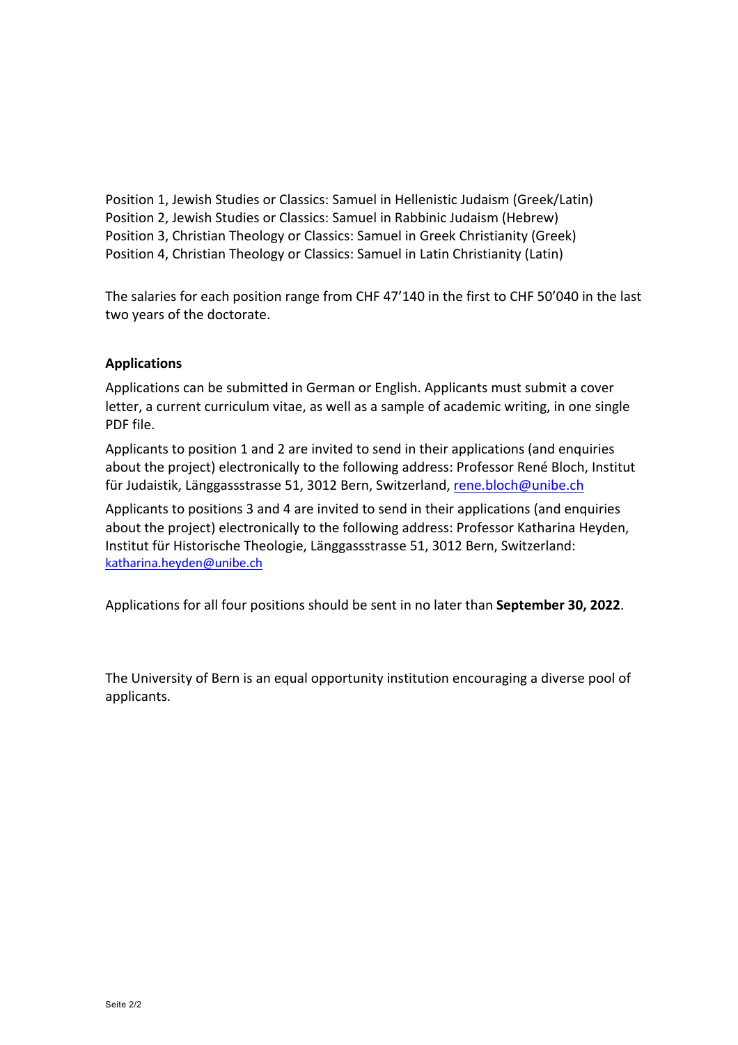Position 1, Jewish Studies or Classics: Samuel in Hellenistic Judaism (Greek/Latin)
Position 2, Jewish Studies or Classics: Samuel in Rabbinic Judaism (Hebrew)
Position 3, Christian Theology or Classics: Samuel in Greek Christianity (Greek)
Position 4, Christian Theology or Classics: Samuel in Latin Christianity (Latin)

The salaries for each position range from CHF 47'140 in the first to CHF 50'040 in the last two years of the doctorate.

**Applications**

Applications can be submitted in German or English. Applicants must submit a cover letter, a current curriculum vitae, as well as a sample of academic writing, in one single PDF file.

Applicants to position 1 and 2 are invited to send in their applications (and enquiries about the project) electronically to the following address: Professor René Bloch, Institut für Judaistik, Länggassstrasse 51, 3012 Bern, Switzerland, rene.bloch@unibe.ch

Applicants to positions 3 and 4 are invited to send in their applications (and enquiries about the project) electronically to the following address: Professor Katharina Heyden, Institut für Historische Theologie, Länggassstrasse 51, 3012 Bern, Switzerland: katharina.heyden@unibe.ch

Applications for all four positions should be sent in no later than **September 30, 2022**.

The University of Bern is an equal opportunity institution encouraging a diverse pool of applicants.